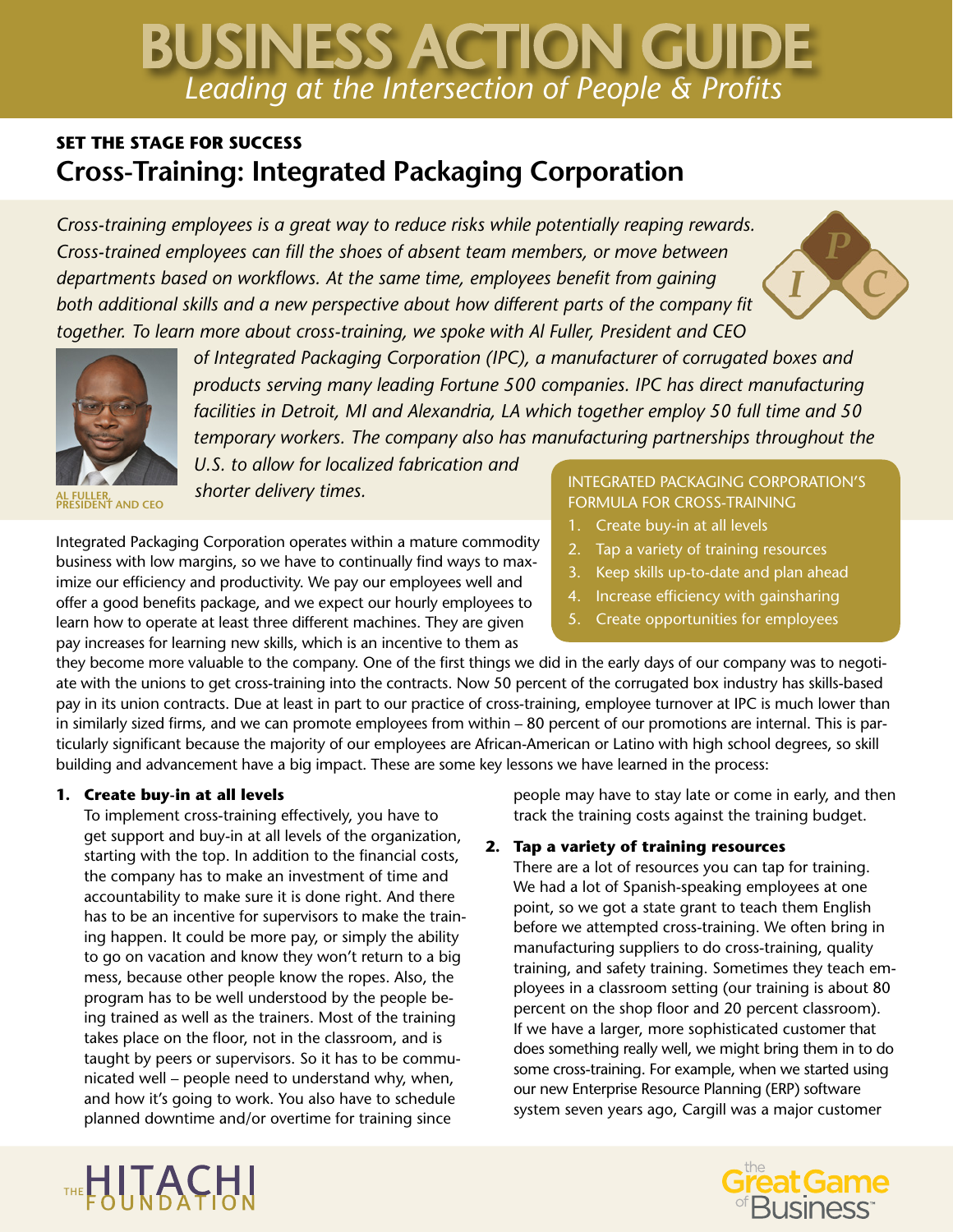# BUSINESS ACTION GUIDE

*Leading at the Intersection of People & Profits*

### SET THE STAGE FOR SUCCESS

## Cross-Training: Integrated Packaging Corporation

*Cross-training employees is a great way to reduce risks while potentially reaping rewards. Cross-trained employees can fill the shoes of absent team members, or move between departments based on workflows. At the same time, employees benefit from gaining both additional skills and a new perspective about how different parts of the company fit together. To learn more about cross-training, we spoke with Al Fuller, President and CEO of Integrated Packaging Corporation (IPC), a manufacturer of corrugated boxes and products serving many leading Fortune 500 companies. IPC has direct manufacturing facilities in Detroit, MI and Alexandria, LA which together employ 50 full time and 50 temporary workers. The company also has manufacturing partnerships throughout the U.S. to allow for localized fabrication and shorter delivery times.*

AL FULLER, PRESIDENT AND CEO

> INTEGRATED PACKAGING CORPORATION'S FORMULA FOR CROSS-TRAINING
>
> 1. Create buy-in at all levels
> 2. Tap a variety of training resources
> 3. Keep skills up-to-date and plan ahead
> 4. Increase efficiency with gainsharing
> 5. Create opportunities for employees

Integrated Packaging Corporation operates within a mature commodity business with low margins, so we have to continually find ways to maximize our efficiency and productivity. We pay our employees well and offer a good benefits package, and we expect our hourly employees to learn how to operate at least three different machines. They are given pay increases for learning new skills, which is an incentive to them as they become more valuable to the company. One of the first things we did in the early days of our company was to negotiate with the unions to get cross-training into the contracts. Now 50 percent of the corrugated box industry has skills-based pay in its union contracts. Due at least in part to our practice of cross-training, employee turnover at IPC is much lower than in similarly sized firms, and we can promote employees from within – 80 percent of our promotions are internal. This is particularly significant because the majority of our employees are African-American or Latino with high school degrees, so skill building and advancement have a big impact. These are some key lessons we have learned in the process:

1. **Create buy-in at all levels**
   To implement cross-training effectively, you have to get support and buy-in at all levels of the organization, starting with the top. In addition to the financial costs, the company has to make an investment of time and accountability to make sure it is done right. And there has to be an incentive for supervisors to make the training happen. It could be more pay, or simply the ability to go on vacation and know they won't return to a big mess, because other people know the ropes. Also, the program has to be well understood by the people being trained as well as the trainers. Most of the training takes place on the floor, not in the classroom, and is taught by peers or supervisors. So it has to be communicated well – people need to understand why, when, and how it's going to work. You also have to schedule planned downtime and/or overtime for training since people may have to stay late or come in early, and then track the training costs against the training budget.

2. **Tap a variety of training resources**
   There are a lot of resources you can tap for training. We had a lot of Spanish-speaking employees at one point, so we got a state grant to teach them English before we attempted cross-training. We often bring in manufacturing suppliers to do cross-training, quality training, and safety training. Sometimes they teach employees in a classroom setting (our training is about 80 percent on the shop floor and 20 percent classroom). If we have a larger, more sophisticated customer that does something really well, we might bring them in to do some cross-training. For example, when we started using our new Enterprise Resource Planning (ERP) software system seven years ago, Cargill was a major customer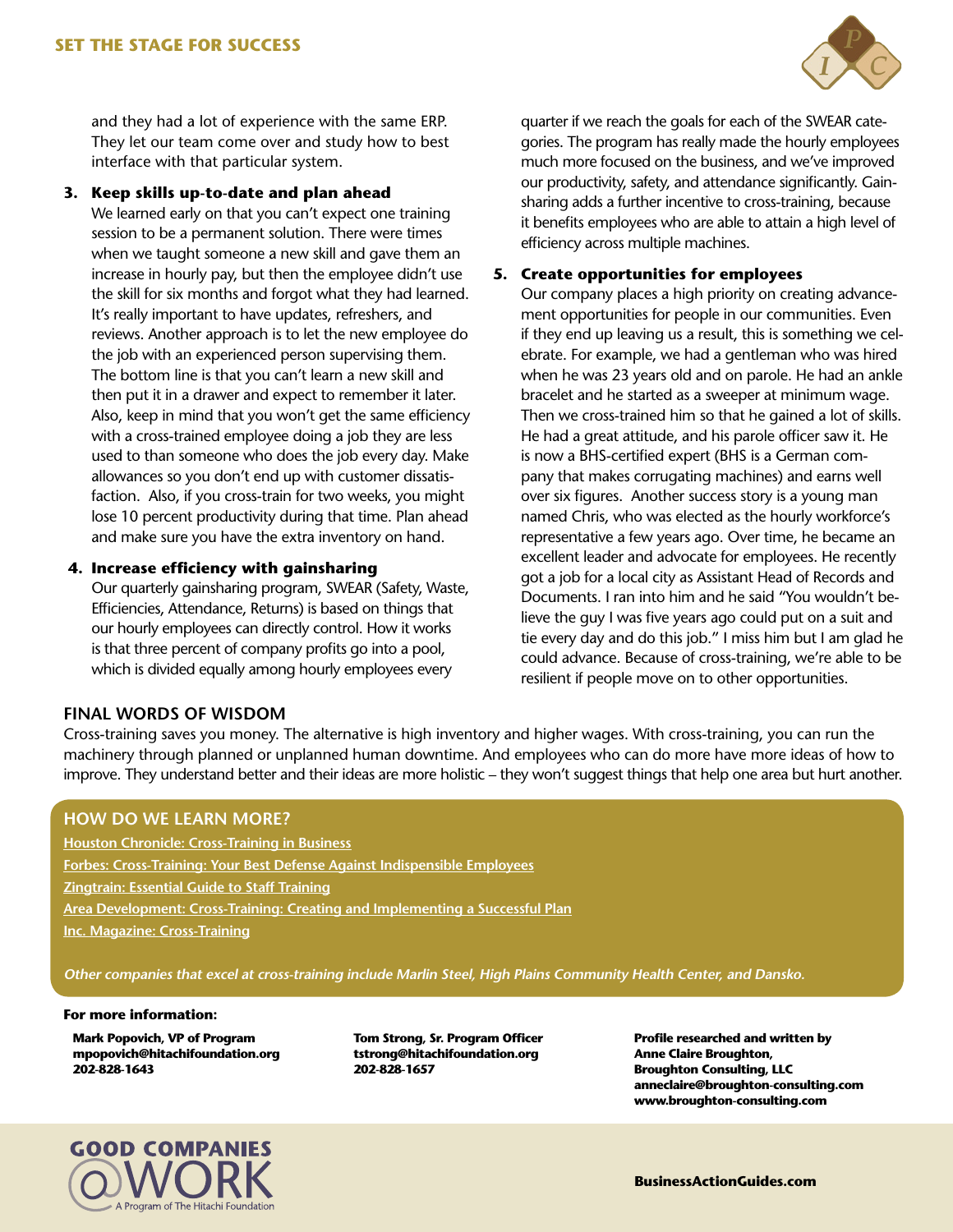and they had a lot of experience with the same ERP. They let our team come over and study how to best interface with that particular system.

3. **Keep skills up-to-date and plan ahead**
   We learned early on that you can't expect one training session to be a permanent solution. There were times when we taught someone a new skill and gave them an increase in hourly pay, but then the employee didn't use the skill for six months and forgot what they had learned. It's really important to have updates, refreshers, and reviews. Another approach is to let the new employee do the job with an experienced person supervising them. The bottom line is that you can't learn a new skill and then put it in a drawer and expect to remember it later. Also, keep in mind that you won't get the same efficiency with a cross-trained employee doing a job they are less used to than someone who does the job every day. Make allowances so you don't end up with customer dissatisfaction. Also, if you cross-train for two weeks, you might lose 10 percent productivity during that time. Plan ahead and make sure you have the extra inventory on hand.

4. **Increase efficiency with gainsharing**
   Our quarterly gainsharing program, SWEAR (Safety, Waste, Efficiencies, Attendance, Returns) is based on things that our hourly employees can directly control. How it works is that three percent of company profits go into a pool, which is divided equally among hourly employees every quarter if we reach the goals for each of the SWEAR categories. The program has really made the hourly employees much more focused on the business, and we've improved our productivity, safety, and attendance significantly. Gainsharing adds a further incentive to cross-training, because it benefits employees who are able to attain a high level of efficiency across multiple machines.

5. **Create opportunities for employees**
   Our company places a high priority on creating advancement opportunities for people in our communities. Even if they end up leaving us a result, this is something we celebrate. For example, we had a gentleman who was hired when he was 23 years old and on parole. He had an ankle bracelet and he started as a sweeper at minimum wage. Then we cross-trained him so that he gained a lot of skills. He had a great attitude, and his parole officer saw it. He is now a BHS-certified expert (BHS is a German company that makes corrugating machines) and earns well over six figures. Another success story is a young man named Chris, who was elected as the hourly workforce's representative a few years ago. Over time, he became an excellent leader and advocate for employees. He recently got a job for a local city as Assistant Head of Records and Documents. I ran into him and he said "You wouldn't believe the guy I was five years ago could put on a suit and tie every day and do this job." I miss him but I am glad he could advance. Because of cross-training, we're able to be resilient if people move on to other opportunities.

## FINAL WORDS OF WISDOM

Cross-training saves you money. The alternative is high inventory and higher wages. With cross-training, you can run the machinery through planned or unplanned human downtime. And employees who can do more have more ideas of how to improve. They understand better and their ideas are more holistic – they won't suggest things that help one area but hurt another.

## HOW DO WE LEARN MORE?

Houston Chronicle: Cross-Training in Business
Forbes: Cross-Training: Your Best Defense Against Indispensible Employees
Zingtrain: Essential Guide to Staff Training
Area Development: Cross-Training: Creating and Implementing a Successful Plan
Inc. Magazine: Cross-Training

*Other companies that excel at cross-training include Marlin Steel, High Plains Community Health Center, and Dansko.*

**For more information:**

**Mark Popovich, VP of Program**
**mpopovich@hitachifoundation.org**
**202-828-1643**

**Tom Strong, Sr. Program Officer**
**tstrong@hitachifoundation.org**
**202-828-1657**

**Profile researched and written by**
**Anne Claire Broughton,**
**Broughton Consulting, LLC**
**anneclaire@broughton-consulting.com**
**www.broughton-consulting.com**

GOOD COMPANIES @WORK
A Program of The Hitachi Foundation

**BusinessActionGuides.com**